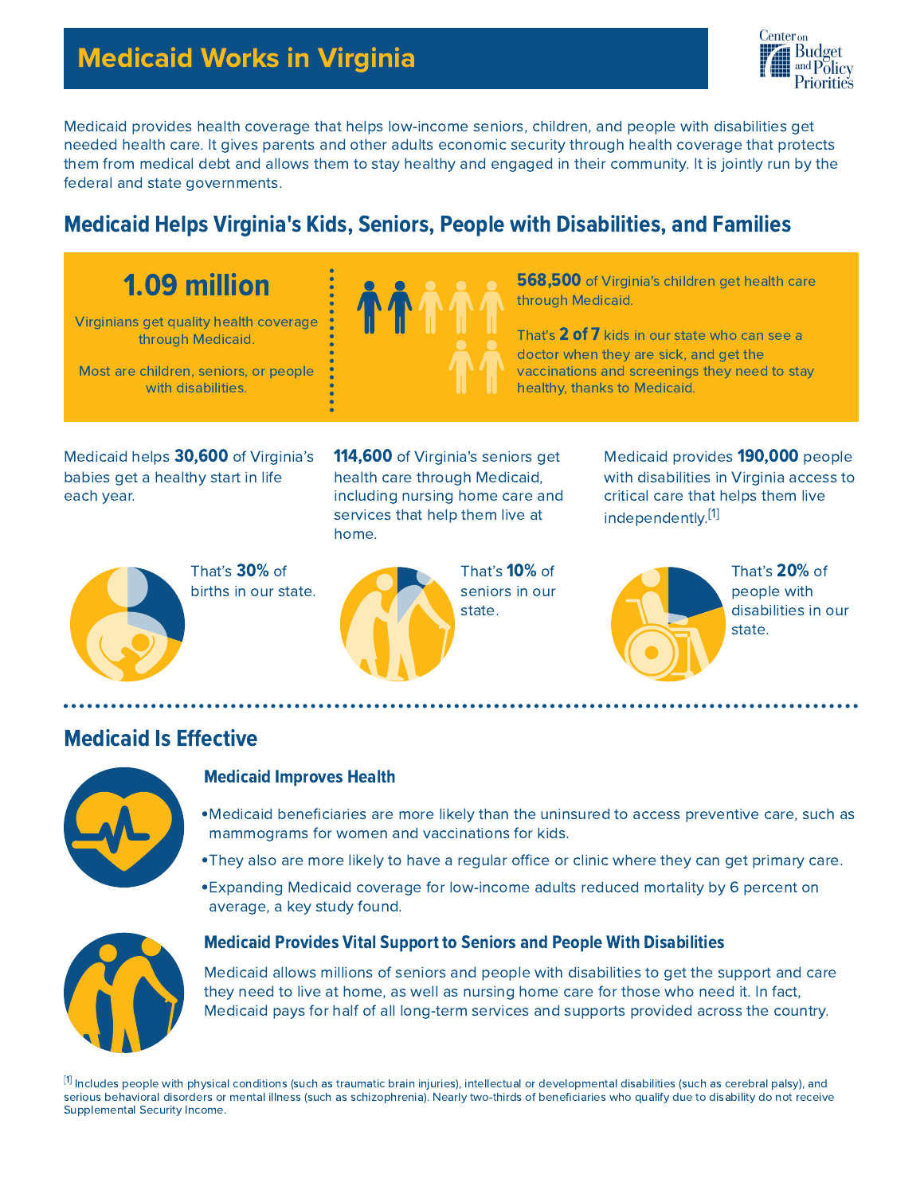# Medicaid Works in Virginia

Center on Budget and Policy Priorities

Medicaid provides health coverage that helps low-income seniors, children, and people with disabilities get needed health care. It gives parents and other adults economic security through health coverage that protects them from medical debt and allows them to stay healthy and engaged in their community. It is jointly run by the federal and state governments.

## Medicaid Helps Virginia's Kids, Seniors, People with Disabilities, and Families

**1.09 million**

Virginians get quality health coverage through Medicaid.

Most are children, seniors, or people with disabilities.

**568,500** of Virginia's children get health care through Medicaid.

That's **2 of 7** kids in our state who can see a doctor when they are sick, and get the vaccinations and screenings they need to stay healthy, thanks to Medicaid.

Medicaid helps **30,600** of Virginia's babies get a healthy start in life each year.

That's **30%** of births in our state.

**114,600** of Virginia's seniors get health care through Medicaid, including nursing home care and services that help them live at home.

That's **10%** of seniors in our state.

Medicaid provides **190,000** people with disabilities in Virginia access to critical care that helps them live independently.[1]

That's **20%** of people with disabilities in our state.

## Medicaid Is Effective

### Medicaid Improves Health

- Medicaid beneficiaries are more likely than the uninsured to access preventive care, such as mammograms for women and vaccinations for kids.
- They also are more likely to have a regular office or clinic where they can get primary care.
- Expanding Medicaid coverage for low-income adults reduced mortality by 6 percent on average, a key study found.

### Medicaid Provides Vital Support to Seniors and People With Disabilities

Medicaid allows millions of seniors and people with disabilities to get the support and care they need to live at home, as well as nursing home care for those who need it. In fact, Medicaid pays for half of all long-term services and supports provided across the country.

[1] Includes people with physical conditions (such as traumatic brain injuries), intellectual or developmental disabilities (such as cerebral palsy), and serious behavioral disorders or mental illness (such as schizophrenia). Nearly two-thirds of beneficiaries who qualify due to disability do not receive Supplemental Security Income.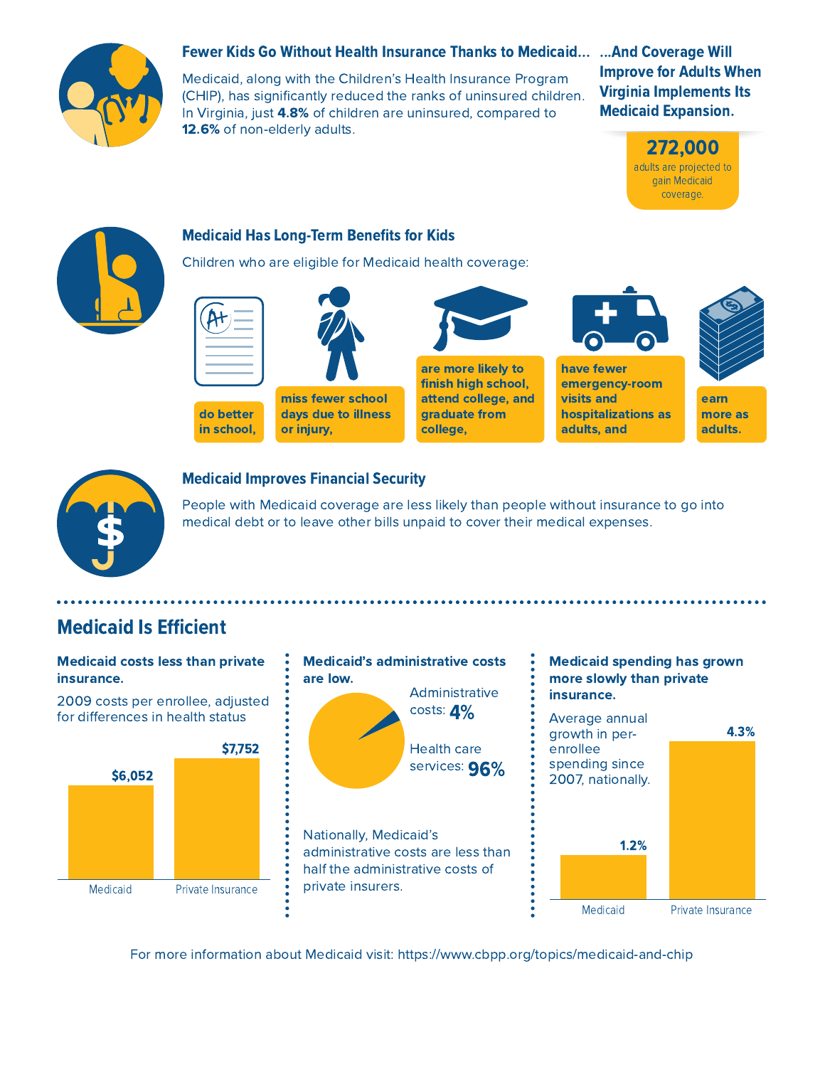## Fewer Kids Go Without Health Insurance Thanks to Medicaid…

Medicaid, along with the Children's Health Insurance Program (CHIP), has significantly reduced the ranks of uninsured children. In Virginia, just **4.8%** of children are uninsured, compared to **12.6%** of non-elderly adults.

## …And Coverage Will Improve for Adults When Virginia Implements Its Medicaid Expansion.

**272,000**
adults are projected to gain Medicaid coverage.

## Medicaid Has Long-Term Benefits for Kids

Children who are eligible for Medicaid health coverage:

- **do better in school,**
- **miss fewer school days due to illness or injury,**
- **are more likely to finish high school, attend college, and graduate from college,**
- **have fewer emergency-room visits and hospitalizations as adults, and**
- **earn more as adults.**

## Medicaid Improves Financial Security

People with Medicaid coverage are less likely than people without insurance to go into medical debt or to leave other bills unpaid to cover their medical expenses.

## Medicaid Is Efficient

**Medicaid costs less than private insurance.**

2009 costs per enrollee, adjusted for differences in health status

$6,052
$7,752
Medicaid
Private Insurance

**Medicaid's administrative costs are low.**

Administrative costs: **4%**
Health care services: **96%**

Nationally, Medicaid's administrative costs are less than half the administrative costs of private insurers.

**Medicaid spending has grown more slowly than private insurance.**

Average annual growth in per-enrollee spending since 2007, nationally.

1.2%
4.3%
Medicaid
Private Insurance

For more information about Medicaid visit: https://www.cbpp.org/topics/medicaid-and-chip